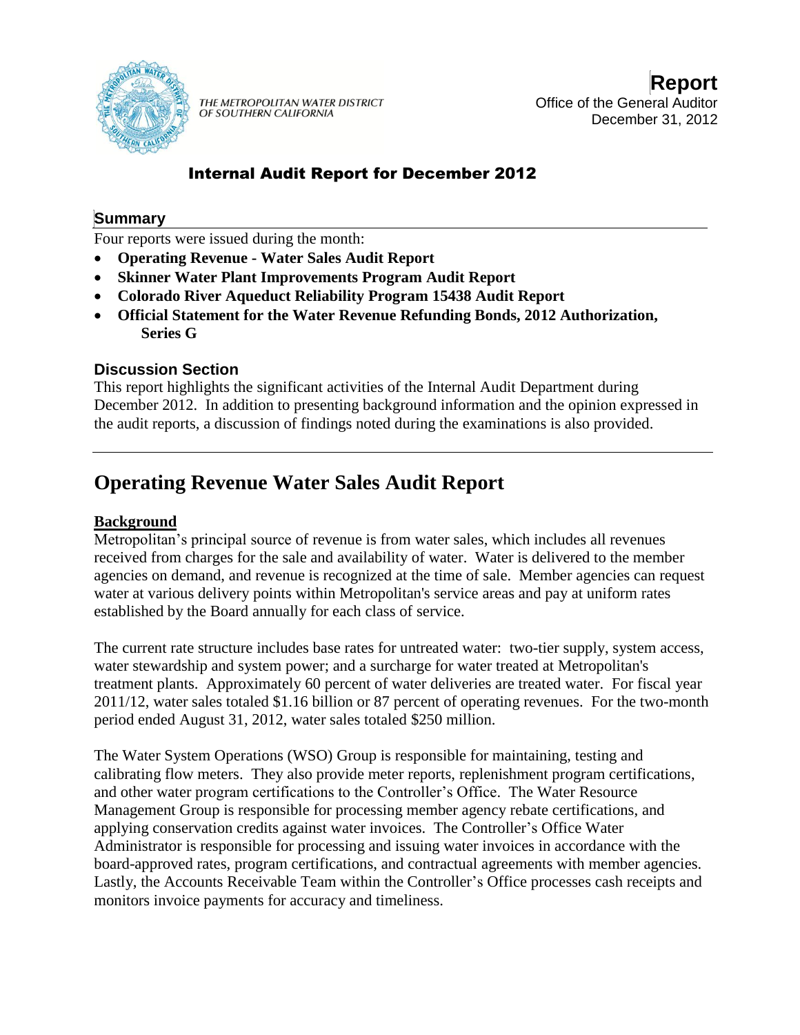THE METROPOLITAN WATER DISTRICT OF SOUTHERN CALIFORNIA

**Report**
Office of the General Auditor
December 31, 2012

# Internal Audit Report for December 2012

## Summary

Four reports were issued during the month:

- **Operating Revenue - Water Sales Audit Report**
- **Skinner Water Plant Improvements Program Audit Report**
- **Colorado River Aqueduct Reliability Program 15438 Audit Report**
- **Official Statement for the Water Revenue Refunding Bonds, 2012 Authorization, Series G**

## Discussion Section

This report highlights the significant activities of the Internal Audit Department during December 2012. In addition to presenting background information and the opinion expressed in the audit reports, a discussion of findings noted during the examinations is also provided.

# Operating Revenue Water Sales Audit Report

### Background

Metropolitan's principal source of revenue is from water sales, which includes all revenues received from charges for the sale and availability of water. Water is delivered to the member agencies on demand, and revenue is recognized at the time of sale. Member agencies can request water at various delivery points within Metropolitan's service areas and pay at uniform rates established by the Board annually for each class of service.

The current rate structure includes base rates for untreated water: two-tier supply, system access, water stewardship and system power; and a surcharge for water treated at Metropolitan's treatment plants. Approximately 60 percent of water deliveries are treated water. For fiscal year 2011/12, water sales totaled $1.16 billion or 87 percent of operating revenues. For the two-month period ended August 31, 2012, water sales totaled $250 million.

The Water System Operations (WSO) Group is responsible for maintaining, testing and calibrating flow meters. They also provide meter reports, replenishment program certifications, and other water program certifications to the Controller's Office. The Water Resource Management Group is responsible for processing member agency rebate certifications, and applying conservation credits against water invoices. The Controller's Office Water Administrator is responsible for processing and issuing water invoices in accordance with the board-approved rates, program certifications, and contractual agreements with member agencies. Lastly, the Accounts Receivable Team within the Controller's Office processes cash receipts and monitors invoice payments for accuracy and timeliness.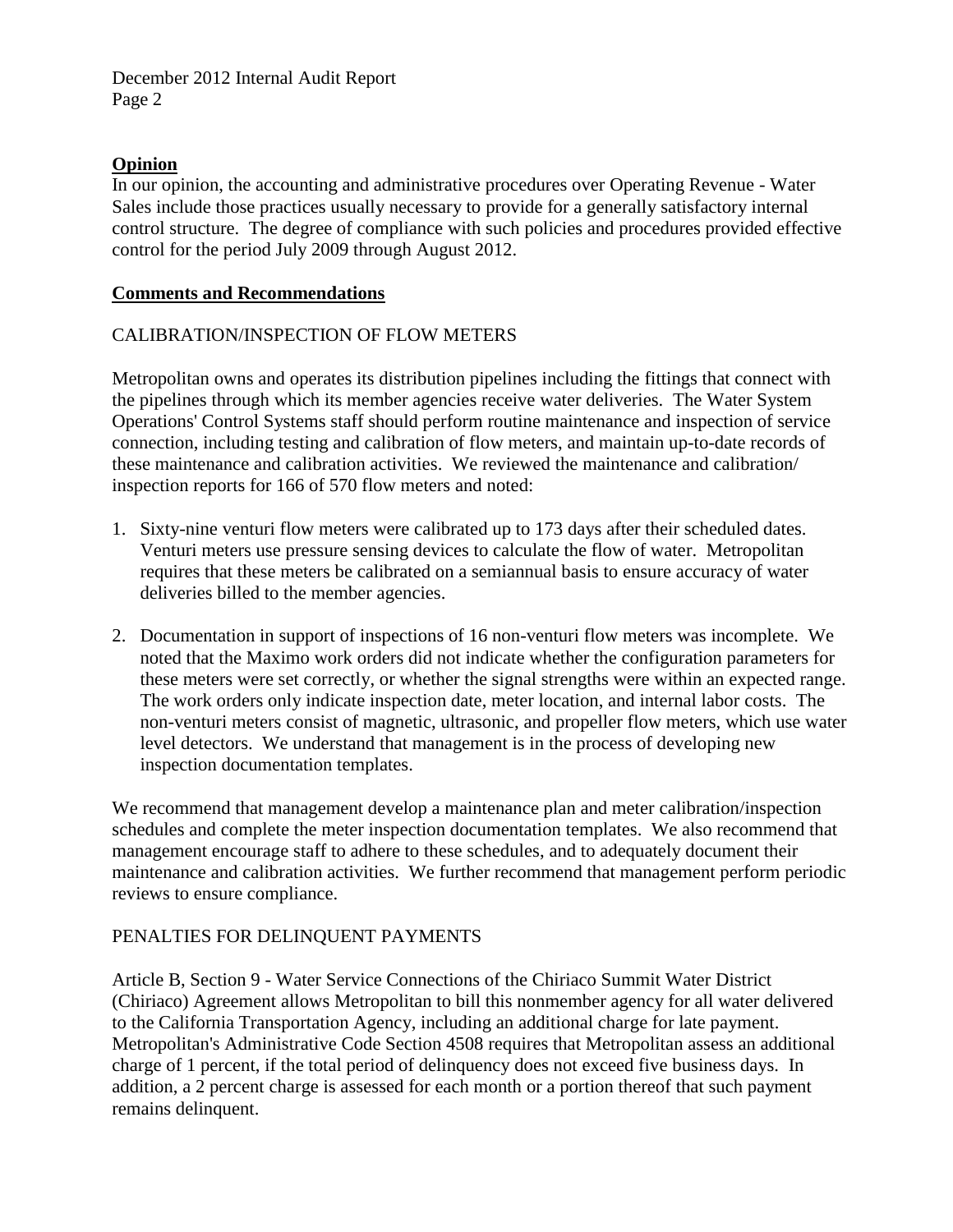## Opinion

In our opinion, the accounting and administrative procedures over Operating Revenue - Water Sales include those practices usually necessary to provide for a generally satisfactory internal control structure. The degree of compliance with such policies and procedures provided effective control for the period July 2009 through August 2012.

## Comments and Recommendations

### CALIBRATION/INSPECTION OF FLOW METERS

Metropolitan owns and operates its distribution pipelines including the fittings that connect with the pipelines through which its member agencies receive water deliveries. The Water System Operations' Control Systems staff should perform routine maintenance and inspection of service connection, including testing and calibration of flow meters, and maintain up-to-date records of these maintenance and calibration activities. We reviewed the maintenance and calibration/ inspection reports for 166 of 570 flow meters and noted:

1. Sixty-nine venturi flow meters were calibrated up to 173 days after their scheduled dates. Venturi meters use pressure sensing devices to calculate the flow of water. Metropolitan requires that these meters be calibrated on a semiannual basis to ensure accuracy of water deliveries billed to the member agencies.

2. Documentation in support of inspections of 16 non-venturi flow meters was incomplete. We noted that the Maximo work orders did not indicate whether the configuration parameters for these meters were set correctly, or whether the signal strengths were within an expected range. The work orders only indicate inspection date, meter location, and internal labor costs. The non-venturi meters consist of magnetic, ultrasonic, and propeller flow meters, which use water level detectors. We understand that management is in the process of developing new inspection documentation templates.

We recommend that management develop a maintenance plan and meter calibration/inspection schedules and complete the meter inspection documentation templates. We also recommend that management encourage staff to adhere to these schedules, and to adequately document their maintenance and calibration activities. We further recommend that management perform periodic reviews to ensure compliance.

### PENALTIES FOR DELINQUENT PAYMENTS

Article B, Section 9 - Water Service Connections of the Chiriaco Summit Water District (Chiriaco) Agreement allows Metropolitan to bill this nonmember agency for all water delivered to the California Transportation Agency, including an additional charge for late payment. Metropolitan's Administrative Code Section 4508 requires that Metropolitan assess an additional charge of 1 percent, if the total period of delinquency does not exceed five business days. In addition, a 2 percent charge is assessed for each month or a portion thereof that such payment remains delinquent.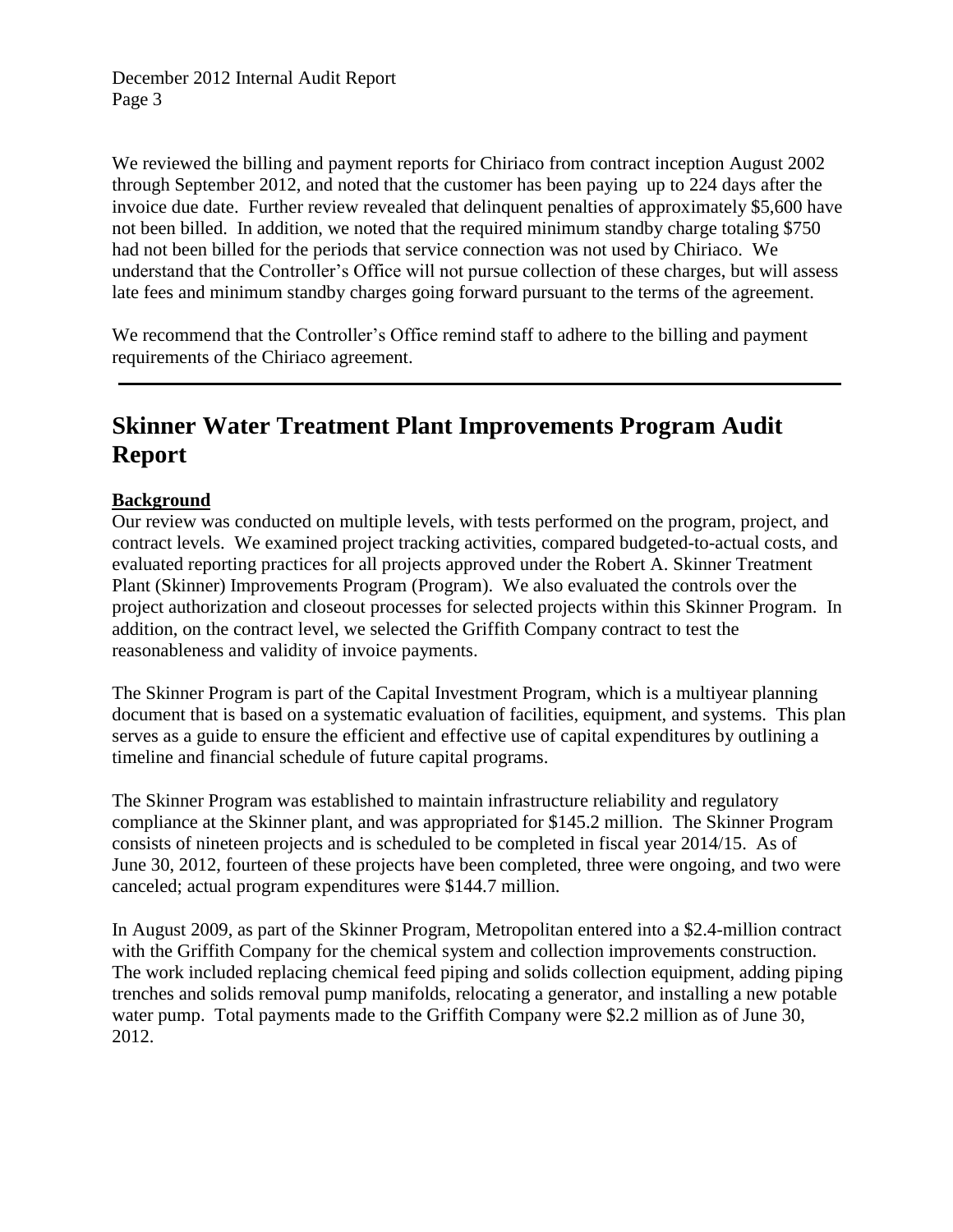We reviewed the billing and payment reports for Chiriaco from contract inception August 2002 through September 2012, and noted that the customer has been paying up to 224 days after the invoice due date. Further review revealed that delinquent penalties of approximately $5,600 have not been billed. In addition, we noted that the required minimum standby charge totaling $750 had not been billed for the periods that service connection was not used by Chiriaco. We understand that the Controller's Office will not pursue collection of these charges, but will assess late fees and minimum standby charges going forward pursuant to the terms of the agreement.

We recommend that the Controller's Office remind staff to adhere to the billing and payment requirements of the Chiriaco agreement.

---

# Skinner Water Treatment Plant Improvements Program Audit Report

**Background**

Our review was conducted on multiple levels, with tests performed on the program, project, and contract levels. We examined project tracking activities, compared budgeted-to-actual costs, and evaluated reporting practices for all projects approved under the Robert A. Skinner Treatment Plant (Skinner) Improvements Program (Program). We also evaluated the controls over the project authorization and closeout processes for selected projects within this Skinner Program. In addition, on the contract level, we selected the Griffith Company contract to test the reasonableness and validity of invoice payments.

The Skinner Program is part of the Capital Investment Program, which is a multiyear planning document that is based on a systematic evaluation of facilities, equipment, and systems. This plan serves as a guide to ensure the efficient and effective use of capital expenditures by outlining a timeline and financial schedule of future capital programs.

The Skinner Program was established to maintain infrastructure reliability and regulatory compliance at the Skinner plant, and was appropriated for $145.2 million. The Skinner Program consists of nineteen projects and is scheduled to be completed in fiscal year 2014/15. As of June 30, 2012, fourteen of these projects have been completed, three were ongoing, and two were canceled; actual program expenditures were $144.7 million.

In August 2009, as part of the Skinner Program, Metropolitan entered into a $2.4-million contract with the Griffith Company for the chemical system and collection improvements construction. The work included replacing chemical feed piping and solids collection equipment, adding piping trenches and solids removal pump manifolds, relocating a generator, and installing a new potable water pump. Total payments made to the Griffith Company were $2.2 million as of June 30, 2012.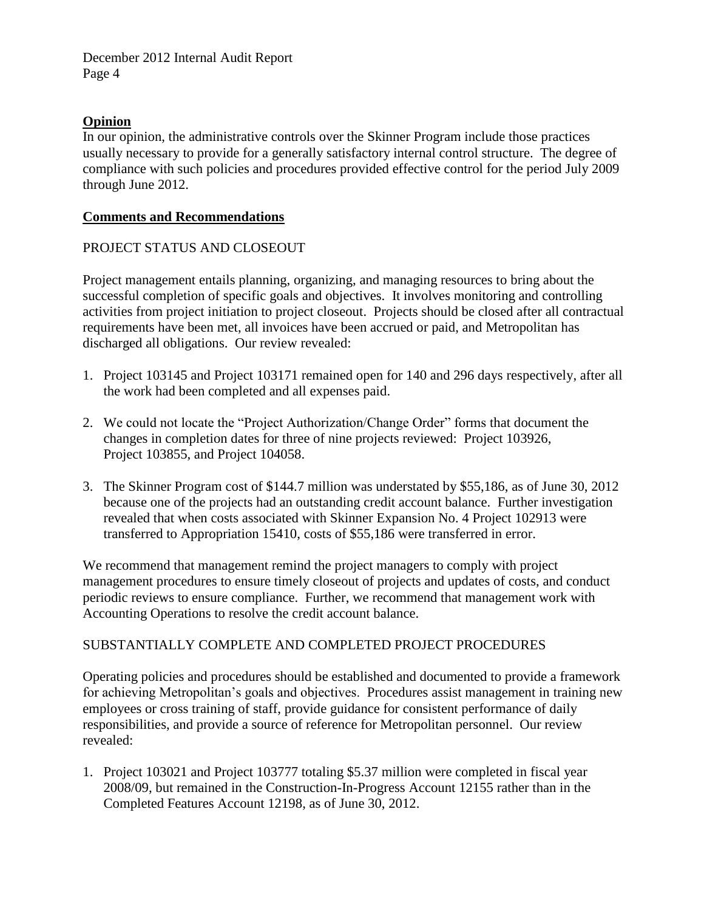## Opinion

In our opinion, the administrative controls over the Skinner Program include those practices usually necessary to provide for a generally satisfactory internal control structure. The degree of compliance with such policies and procedures provided effective control for the period July 2009 through June 2012.

## Comments and Recommendations

### PROJECT STATUS AND CLOSEOUT

Project management entails planning, organizing, and managing resources to bring about the successful completion of specific goals and objectives. It involves monitoring and controlling activities from project initiation to project closeout. Projects should be closed after all contractual requirements have been met, all invoices have been accrued or paid, and Metropolitan has discharged all obligations. Our review revealed:

1. Project 103145 and Project 103171 remained open for 140 and 296 days respectively, after all the work had been completed and all expenses paid.
2. We could not locate the "Project Authorization/Change Order" forms that document the changes in completion dates for three of nine projects reviewed: Project 103926, Project 103855, and Project 104058.
3. The Skinner Program cost of $144.7 million was understated by $55,186, as of June 30, 2012 because one of the projects had an outstanding credit account balance. Further investigation revealed that when costs associated with Skinner Expansion No. 4 Project 102913 were transferred to Appropriation 15410, costs of $55,186 were transferred in error.

We recommend that management remind the project managers to comply with project management procedures to ensure timely closeout of projects and updates of costs, and conduct periodic reviews to ensure compliance. Further, we recommend that management work with Accounting Operations to resolve the credit account balance.

### SUBSTANTIALLY COMPLETE AND COMPLETED PROJECT PROCEDURES

Operating policies and procedures should be established and documented to provide a framework for achieving Metropolitan's goals and objectives. Procedures assist management in training new employees or cross training of staff, provide guidance for consistent performance of daily responsibilities, and provide a source of reference for Metropolitan personnel. Our review revealed:

1. Project 103021 and Project 103777 totaling $5.37 million were completed in fiscal year 2008/09, but remained in the Construction-In-Progress Account 12155 rather than in the Completed Features Account 12198, as of June 30, 2012.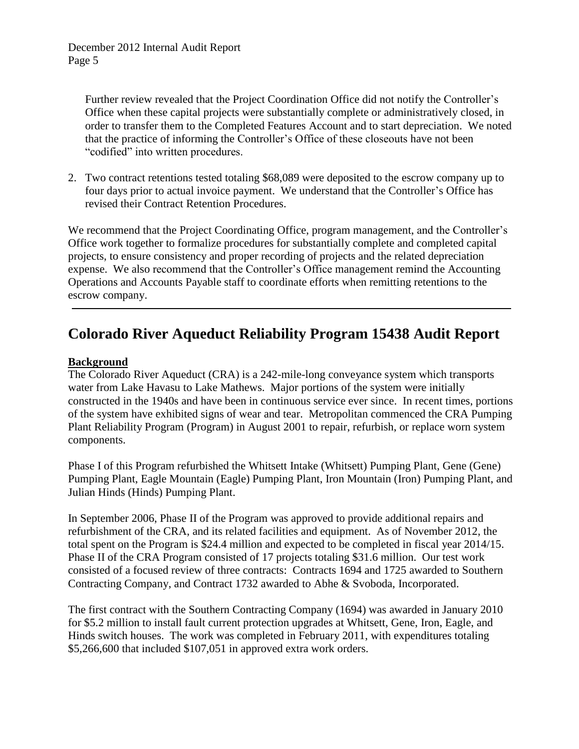Further review revealed that the Project Coordination Office did not notify the Controller's Office when these capital projects were substantially complete or administratively closed, in order to transfer them to the Completed Features Account and to start depreciation. We noted that the practice of informing the Controller's Office of these closeouts have not been "codified" into written procedures.

2. Two contract retentions tested totaling $68,089 were deposited to the escrow company up to four days prior to actual invoice payment. We understand that the Controller's Office has revised their Contract Retention Procedures.

We recommend that the Project Coordinating Office, program management, and the Controller's Office work together to formalize procedures for substantially complete and completed capital projects, to ensure consistency and proper recording of projects and the related depreciation expense. We also recommend that the Controller's Office management remind the Accounting Operations and Accounts Payable staff to coordinate efforts when remitting retentions to the escrow company.

---

# Colorado River Aqueduct Reliability Program 15438 Audit Report

**Background**

The Colorado River Aqueduct (CRA) is a 242-mile-long conveyance system which transports water from Lake Havasu to Lake Mathews. Major portions of the system were initially constructed in the 1940s and have been in continuous service ever since. In recent times, portions of the system have exhibited signs of wear and tear. Metropolitan commenced the CRA Pumping Plant Reliability Program (Program) in August 2001 to repair, refurbish, or replace worn system components.

Phase I of this Program refurbished the Whitsett Intake (Whitsett) Pumping Plant, Gene (Gene) Pumping Plant, Eagle Mountain (Eagle) Pumping Plant, Iron Mountain (Iron) Pumping Plant, and Julian Hinds (Hinds) Pumping Plant.

In September 2006, Phase II of the Program was approved to provide additional repairs and refurbishment of the CRA, and its related facilities and equipment. As of November 2012, the total spent on the Program is $24.4 million and expected to be completed in fiscal year 2014/15. Phase II of the CRA Program consisted of 17 projects totaling $31.6 million. Our test work consisted of a focused review of three contracts: Contracts 1694 and 1725 awarded to Southern Contracting Company, and Contract 1732 awarded to Abhe & Svoboda, Incorporated.

The first contract with the Southern Contracting Company (1694) was awarded in January 2010 for $5.2 million to install fault current protection upgrades at Whitsett, Gene, Iron, Eagle, and Hinds switch houses. The work was completed in February 2011, with expenditures totaling $5,266,600 that included $107,051 in approved extra work orders.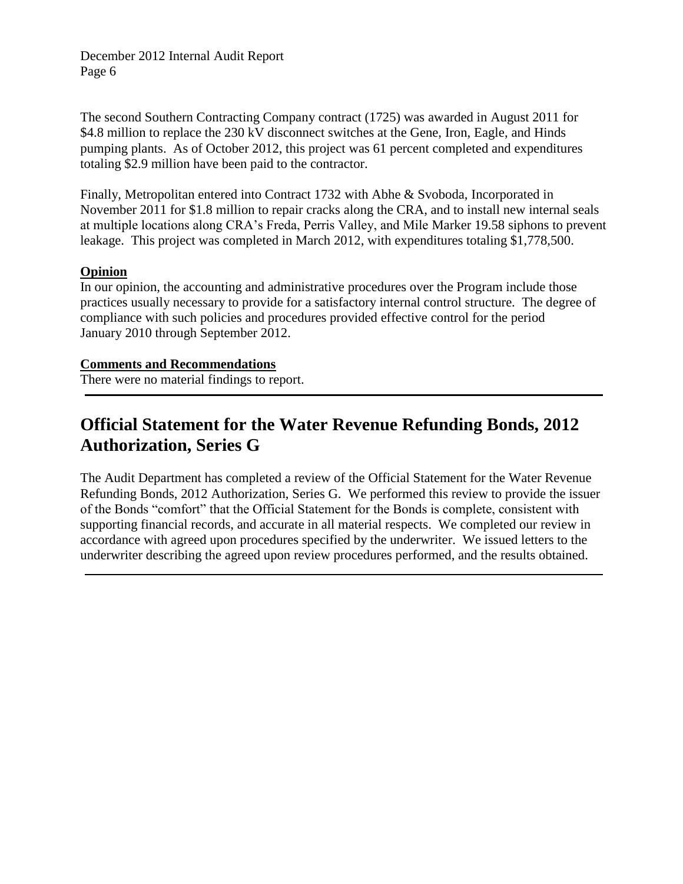The second Southern Contracting Company contract (1725) was awarded in August 2011 for $4.8 million to replace the 230 kV disconnect switches at the Gene, Iron, Eagle, and Hinds pumping plants. As of October 2012, this project was 61 percent completed and expenditures totaling $2.9 million have been paid to the contractor.

Finally, Metropolitan entered into Contract 1732 with Abhe & Svoboda, Incorporated in November 2011 for $1.8 million to repair cracks along the CRA, and to install new internal seals at multiple locations along CRA's Freda, Perris Valley, and Mile Marker 19.58 siphons to prevent leakage. This project was completed in March 2012, with expenditures totaling $1,778,500.

**Opinion**

In our opinion, the accounting and administrative procedures over the Program include those practices usually necessary to provide for a satisfactory internal control structure. The degree of compliance with such policies and procedures provided effective control for the period January 2010 through September 2012.

**Comments and Recommendations**

There were no material findings to report.

---

## Official Statement for the Water Revenue Refunding Bonds, 2012 Authorization, Series G

The Audit Department has completed a review of the Official Statement for the Water Revenue Refunding Bonds, 2012 Authorization, Series G. We performed this review to provide the issuer of the Bonds "comfort" that the Official Statement for the Bonds is complete, consistent with supporting financial records, and accurate in all material respects. We completed our review in accordance with agreed upon procedures specified by the underwriter. We issued letters to the underwriter describing the agreed upon review procedures performed, and the results obtained.

---